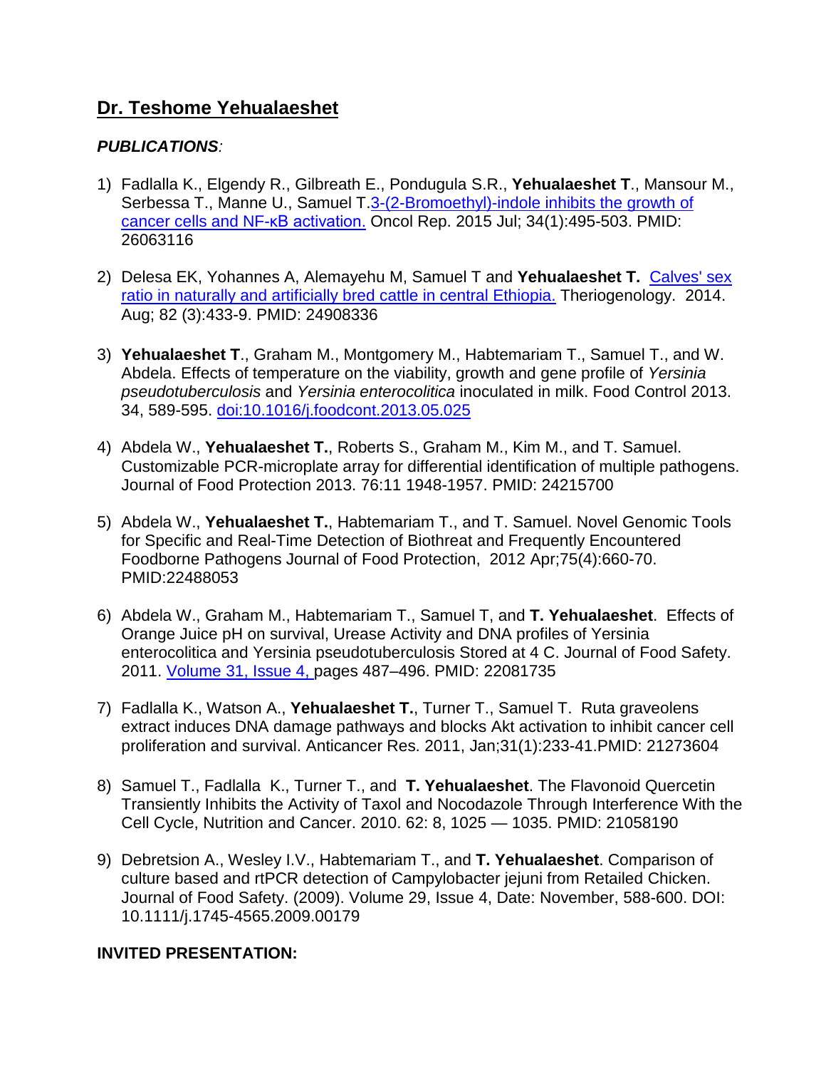## Dr. Teshome Yehualaeshet

***PUBLICATIONS**:*

1) Fadlalla K., Elgendy R., Gilbreath E., Pondugula S.R., **Yehualaeshet T**., Mansour M., Serbessa T., Manne U., Samuel T.3-(2-Bromoethyl)-indole inhibits the growth of cancer cells and NF-κB activation. Oncol Rep. 2015 Jul; 34(1):495-503. PMID: 26063116

2) Delesa EK, Yohannes A, Alemayehu M, Samuel T and **Yehualaeshet T.** Calves' sex ratio in naturally and artificially bred cattle in central Ethiopia. Theriogenology. 2014. Aug; 82 (3):433-9. PMID: 24908336

3) **Yehualaeshet T**., Graham M., Montgomery M., Habtemariam T., Samuel T., and W. Abdela. Effects of temperature on the viability, growth and gene profile of *Yersinia pseudotuberculosis* and *Yersinia enterocolitica* inoculated in milk. Food Control 2013. 34, 589-595. doi:10.1016/j.foodcont.2013.05.025

4) Abdela W., **Yehualaeshet T.**, Roberts S., Graham M., Kim M., and T. Samuel. Customizable PCR-microplate array for differential identification of multiple pathogens. Journal of Food Protection 2013. 76:11 1948-1957. PMID: 24215700

5) Abdela W., **Yehualaeshet T.**, Habtemariam T., and T. Samuel. Novel Genomic Tools for Specific and Real-Time Detection of Biothreat and Frequently Encountered Foodborne Pathogens Journal of Food Protection, 2012 Apr;75(4):660-70. PMID:22488053

6) Abdela W., Graham M., Habtemariam T., Samuel T, and **T. Yehualaeshet**. Effects of Orange Juice pH on survival, Urease Activity and DNA profiles of Yersinia enterocolitica and Yersinia pseudotuberculosis Stored at 4 C. Journal of Food Safety. 2011. Volume 31, Issue 4, pages 487–496. PMID: 22081735

7) Fadlalla K., Watson A., **Yehualaeshet T.**, Turner T., Samuel T. Ruta graveolens extract induces DNA damage pathways and blocks Akt activation to inhibit cancer cell proliferation and survival. Anticancer Res. 2011, Jan;31(1):233-41.PMID: 21273604

8) Samuel T., Fadlalla K., Turner T., and **T. Yehualaeshet**. The Flavonoid Quercetin Transiently Inhibits the Activity of Taxol and Nocodazole Through Interference With the Cell Cycle, Nutrition and Cancer. 2010. 62: 8, 1025 — 1035. PMID: 21058190

9) Debretsion A., Wesley I.V., Habtemariam T., and **T. Yehualaeshet**. Comparison of culture based and rtPCR detection of Campylobacter jejuni from Retailed Chicken. Journal of Food Safety. (2009). Volume 29, Issue 4, Date: November, 588-600. DOI: 10.1111/j.1745-4565.2009.00179

**INVITED PRESENTATION:**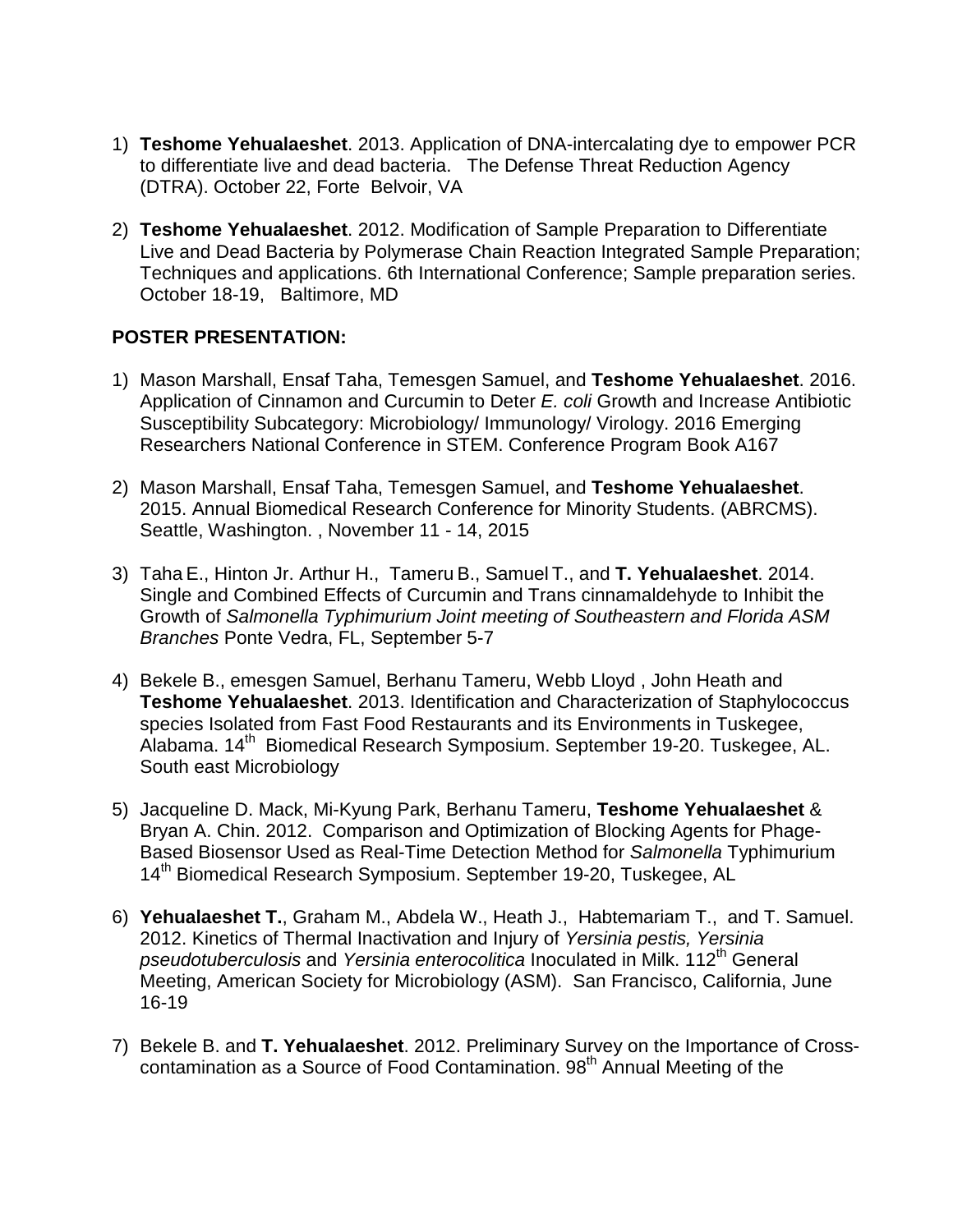1) **Teshome Yehualaeshet**. 2013. Application of DNA-intercalating dye to empower PCR to differentiate live and dead bacteria. The Defense Threat Reduction Agency (DTRA). October 22, Forte Belvoir, VA

2) **Teshome Yehualaeshet**. 2012. Modification of Sample Preparation to Differentiate Live and Dead Bacteria by Polymerase Chain Reaction Integrated Sample Preparation; Techniques and applications. 6th International Conference; Sample preparation series. October 18-19, Baltimore, MD

**POSTER PRESENTATION:**

1) Mason Marshall, Ensaf Taha, Temesgen Samuel, and **Teshome Yehualaeshet**. 2016. Application of Cinnamon and Curcumin to Deter *E. coli* Growth and Increase Antibiotic Susceptibility Subcategory: Microbiology/ Immunology/ Virology. 2016 Emerging Researchers National Conference in STEM. Conference Program Book A167

2) Mason Marshall, Ensaf Taha, Temesgen Samuel, and **Teshome Yehualaeshet**. 2015. Annual Biomedical Research Conference for Minority Students. (ABRCMS). Seattle, Washington. , November 11 - 14, 2015

3) Taha E., Hinton Jr. Arthur H., Tameru B., Samuel T., and **T. Yehualaeshet**. 2014. Single and Combined Effects of Curcumin and Trans cinnamaldehyde to Inhibit the Growth of *Salmonella Typhimurium Joint meeting of Southeastern and Florida ASM Branches* Ponte Vedra, FL, September 5-7

4) Bekele B., emesgen Samuel, Berhanu Tameru, Webb Lloyd , John Heath and **Teshome Yehualaeshet**. 2013. Identification and Characterization of Staphylococcus species Isolated from Fast Food Restaurants and its Environments in Tuskegee, Alabama. 14th Biomedical Research Symposium. September 19-20. Tuskegee, AL. South east Microbiology

5) Jacqueline D. Mack, Mi-Kyung Park, Berhanu Tameru, **Teshome Yehualaeshet** & Bryan A. Chin. 2012. Comparison and Optimization of Blocking Agents for Phage-Based Biosensor Used as Real-Time Detection Method for *Salmonella* Typhimurium 14th Biomedical Research Symposium. September 19-20, Tuskegee, AL

6) **Yehualaeshet T.**, Graham M., Abdela W., Heath J., Habtemariam T., and T. Samuel. 2012. Kinetics of Thermal Inactivation and Injury of *Yersinia pestis, Yersinia pseudotuberculosis* and *Yersinia enterocolitica* Inoculated in Milk. 112th General Meeting, American Society for Microbiology (ASM). San Francisco, California, June 16-19

7) Bekele B. and **T. Yehualaeshet**. 2012. Preliminary Survey on the Importance of Cross-contamination as a Source of Food Contamination. 98th Annual Meeting of the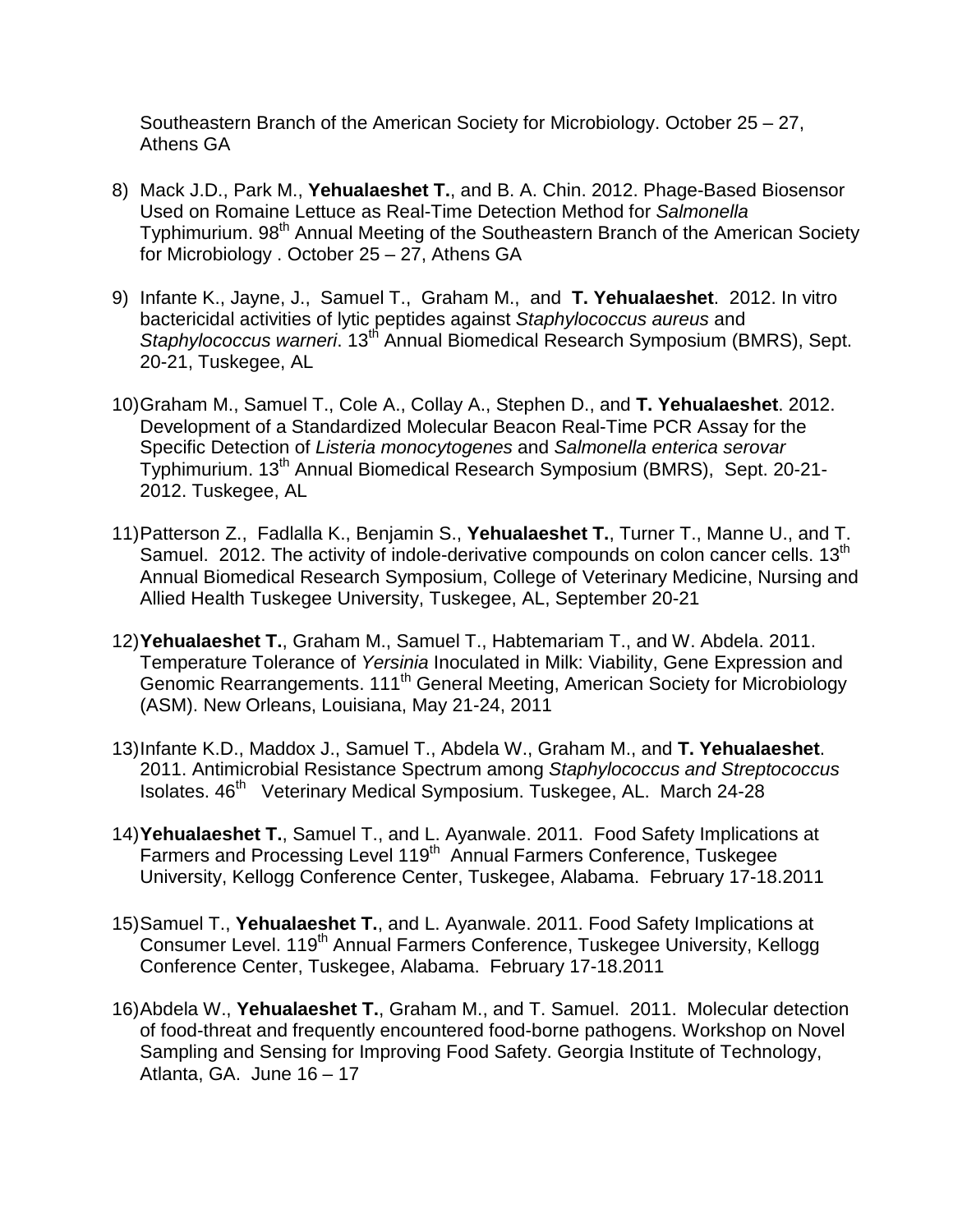Southeastern Branch of the American Society for Microbiology. October 25 – 27, Athens GA

8) Mack J.D., Park M., **Yehualaeshet T.**, and B. A. Chin. 2012. Phage-Based Biosensor Used on Romaine Lettuce as Real-Time Detection Method for *Salmonella* Typhimurium. 98th Annual Meeting of the Southeastern Branch of the American Society for Microbiology . October 25 – 27, Athens GA

9) Infante K., Jayne, J., Samuel T., Graham M., and **T. Yehualaeshet**. 2012. In vitro bactericidal activities of lytic peptides against *Staphylococcus aureus* and *Staphylococcus warneri*. 13th Annual Biomedical Research Symposium (BMRS), Sept. 20-21, Tuskegee, AL

10) Graham M., Samuel T., Cole A., Collay A., Stephen D., and **T. Yehualaeshet**. 2012. Development of a Standardized Molecular Beacon Real-Time PCR Assay for the Specific Detection of *Listeria monocytogenes* and *Salmonella enterica serovar* Typhimurium. 13th Annual Biomedical Research Symposium (BMRS), Sept. 20-21-2012. Tuskegee, AL

11) Patterson Z., Fadlalla K., Benjamin S., **Yehualaeshet T.**, Turner T., Manne U., and T. Samuel. 2012. The activity of indole-derivative compounds on colon cancer cells. 13th Annual Biomedical Research Symposium, College of Veterinary Medicine, Nursing and Allied Health Tuskegee University, Tuskegee, AL, September 20-21

12) **Yehualaeshet T.**, Graham M., Samuel T., Habtemariam T., and W. Abdela. 2011. Temperature Tolerance of *Yersinia* Inoculated in Milk: Viability, Gene Expression and Genomic Rearrangements. 111th General Meeting, American Society for Microbiology (ASM). New Orleans, Louisiana, May 21-24, 2011

13) Infante K.D., Maddox J., Samuel T., Abdela W., Graham M., and **T. Yehualaeshet**. 2011. Antimicrobial Resistance Spectrum among *Staphylococcus and Streptococcus* Isolates. 46th Veterinary Medical Symposium. Tuskegee, AL. March 24-28

14) **Yehualaeshet T.**, Samuel T., and L. Ayanwale. 2011. Food Safety Implications at Farmers and Processing Level 119th Annual Farmers Conference, Tuskegee University, Kellogg Conference Center, Tuskegee, Alabama. February 17-18.2011

15) Samuel T., **Yehualaeshet T.**, and L. Ayanwale. 2011. Food Safety Implications at Consumer Level. 119th Annual Farmers Conference, Tuskegee University, Kellogg Conference Center, Tuskegee, Alabama. February 17-18.2011

16) Abdela W., **Yehualaeshet T.**, Graham M., and T. Samuel. 2011. Molecular detection of food-threat and frequently encountered food-borne pathogens. Workshop on Novel Sampling and Sensing for Improving Food Safety. Georgia Institute of Technology, Atlanta, GA. June 16 – 17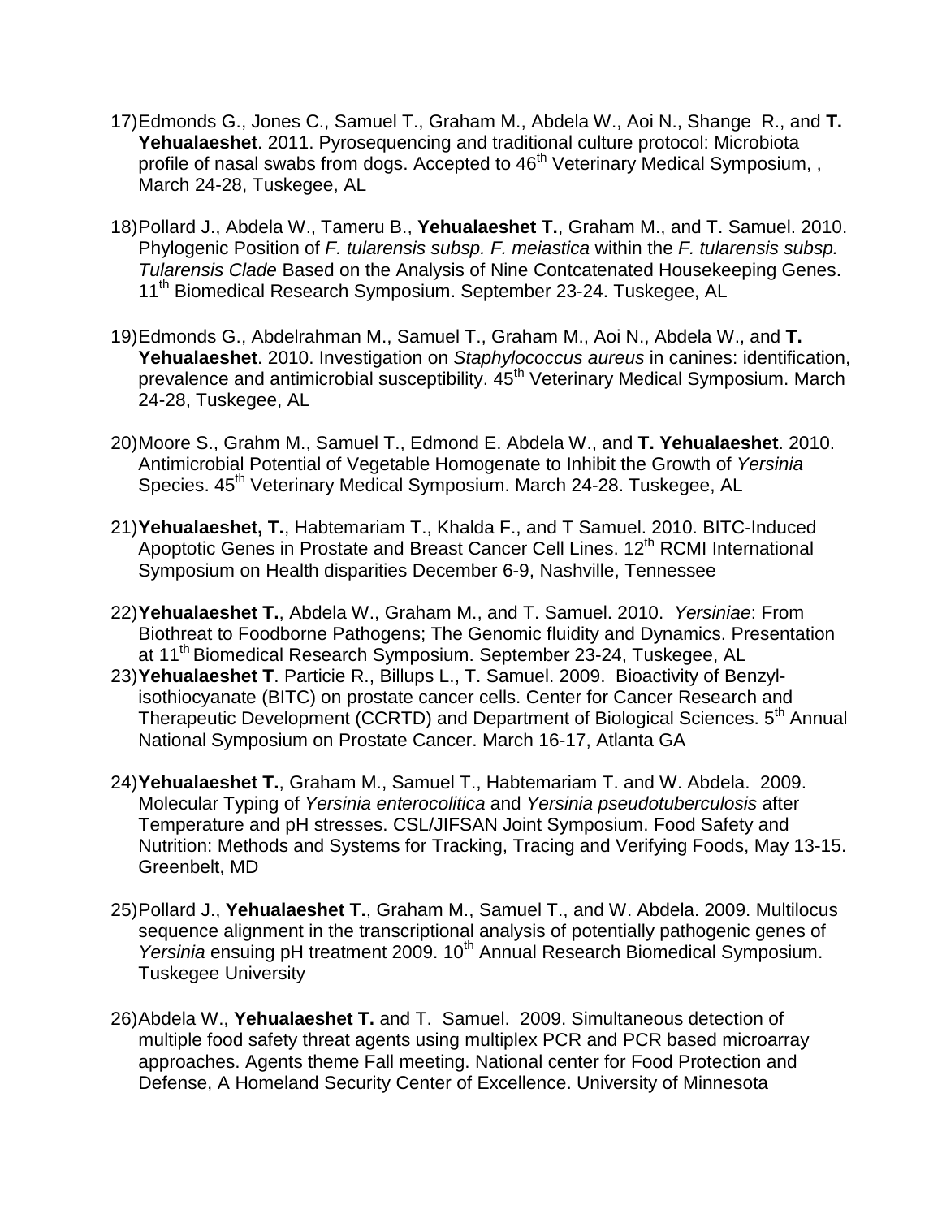17) Edmonds G., Jones C., Samuel T., Graham M., Abdela W., Aoi N., Shange R., and **T. Yehualaeshet**. 2011. Pyrosequencing and traditional culture protocol: Microbiota profile of nasal swabs from dogs. Accepted to 46th Veterinary Medical Symposium, , March 24-28, Tuskegee, AL

18) Pollard J., Abdela W., Tameru B., **Yehualaeshet T.**, Graham M., and T. Samuel. 2010. Phylogenic Position of *F. tularensis subsp. F. meiastica* within the *F. tularensis subsp. Tularensis Clade* Based on the Analysis of Nine Contcatenated Housekeeping Genes. 11th Biomedical Research Symposium. September 23-24. Tuskegee, AL

19) Edmonds G., Abdelrahman M., Samuel T., Graham M., Aoi N., Abdela W., and **T. Yehualaeshet**. 2010. Investigation on *Staphylococcus aureus* in canines: identification, prevalence and antimicrobial susceptibility. 45th Veterinary Medical Symposium. March 24-28, Tuskegee, AL

20) Moore S., Grahm M., Samuel T., Edmond E. Abdela W., and **T. Yehualaeshet**. 2010. Antimicrobial Potential of Vegetable Homogenate to Inhibit the Growth of *Yersinia* Species. 45th Veterinary Medical Symposium. March 24-28. Tuskegee, AL

21) **Yehualaeshet, T.**, Habtemariam T., Khalda F., and T Samuel. 2010. BITC-Induced Apoptotic Genes in Prostate and Breast Cancer Cell Lines. 12th RCMI International Symposium on Health disparities December 6-9, Nashville, Tennessee

22) **Yehualaeshet T.**, Abdela W., Graham M., and T. Samuel. 2010. *Yersiniae*: From Biothreat to Foodborne Pathogens; The Genomic fluidity and Dynamics. Presentation at 11th Biomedical Research Symposium. September 23-24, Tuskegee, AL

23) **Yehualaeshet T**. Particie R., Billups L., T. Samuel. 2009. Bioactivity of Benzyl-isothiocyanate (BITC) on prostate cancer cells. Center for Cancer Research and Therapeutic Development (CCRTD) and Department of Biological Sciences. 5th Annual National Symposium on Prostate Cancer. March 16-17, Atlanta GA

24) **Yehualaeshet T.**, Graham M., Samuel T., Habtemariam T. and W. Abdela. 2009. Molecular Typing of *Yersinia enterocolitica* and *Yersinia pseudotuberculosis* after Temperature and pH stresses. CSL/JIFSAN Joint Symposium. Food Safety and Nutrition: Methods and Systems for Tracking, Tracing and Verifying Foods, May 13-15. Greenbelt, MD

25) Pollard J., **Yehualaeshet T.**, Graham M., Samuel T., and W. Abdela. 2009. Multilocus sequence alignment in the transcriptional analysis of potentially pathogenic genes of *Yersinia* ensuing pH treatment 2009. 10th Annual Research Biomedical Symposium. Tuskegee University

26) Abdela W., **Yehualaeshet T.** and T. Samuel. 2009. Simultaneous detection of multiple food safety threat agents using multiplex PCR and PCR based microarray approaches. Agents theme Fall meeting. National center for Food Protection and Defense, A Homeland Security Center of Excellence. University of Minnesota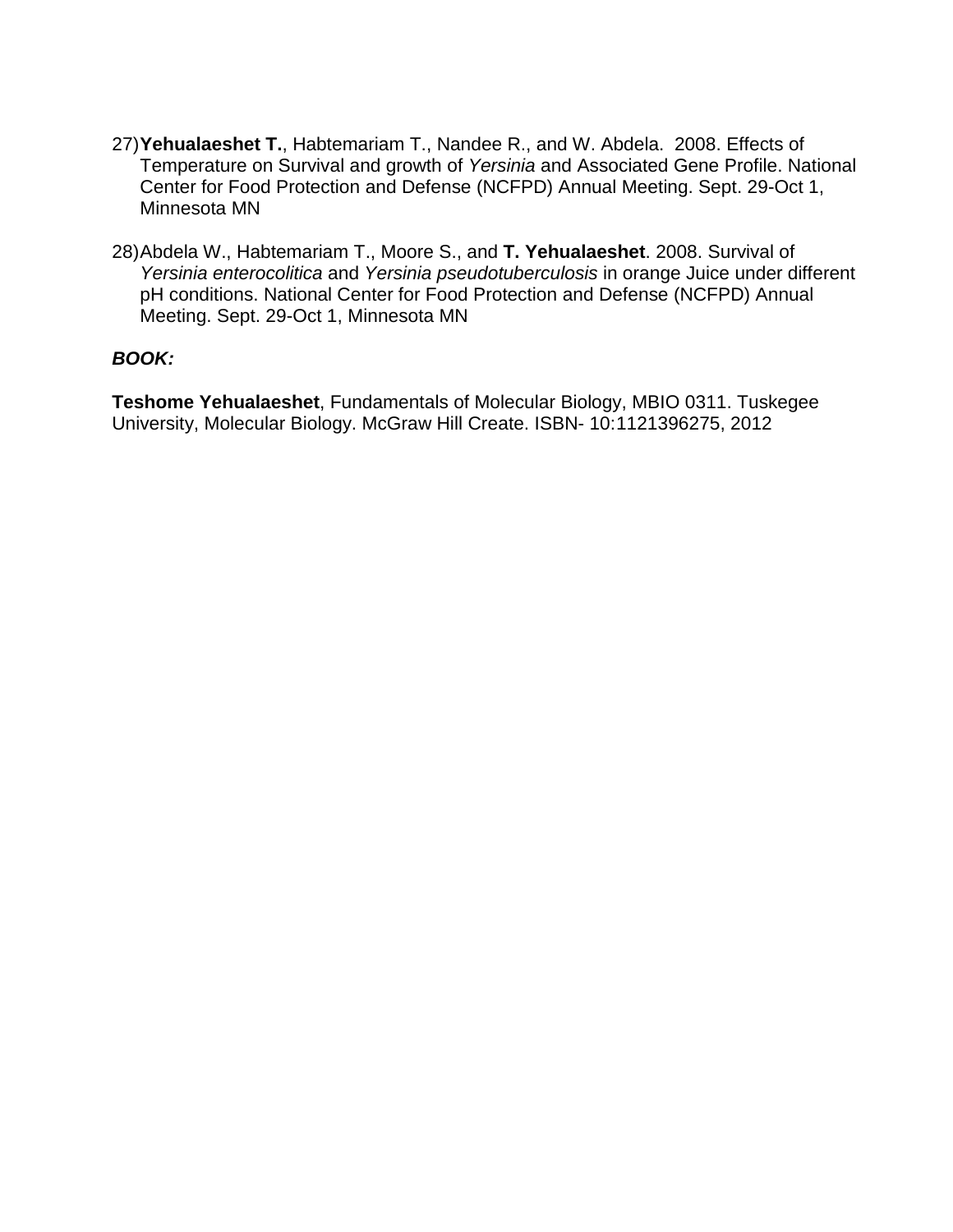27) **Yehualaeshet T.**, Habtemariam T., Nandee R., and W. Abdela. 2008. Effects of Temperature on Survival and growth of *Yersinia* and Associated Gene Profile. National Center for Food Protection and Defense (NCFPD) Annual Meeting. Sept. 29-Oct 1, Minnesota MN

28) Abdela W., Habtemariam T., Moore S., and **T. Yehualaeshet**. 2008. Survival of *Yersinia enterocolitica* and *Yersinia pseudotuberculosis* in orange Juice under different pH conditions. National Center for Food Protection and Defense (NCFPD) Annual Meeting. Sept. 29-Oct 1, Minnesota MN

***BOOK:***

**Teshome Yehualaeshet**, Fundamentals of Molecular Biology, MBIO 0311. Tuskegee University, Molecular Biology. McGraw Hill Create. ISBN- 10:1121396275, 2012